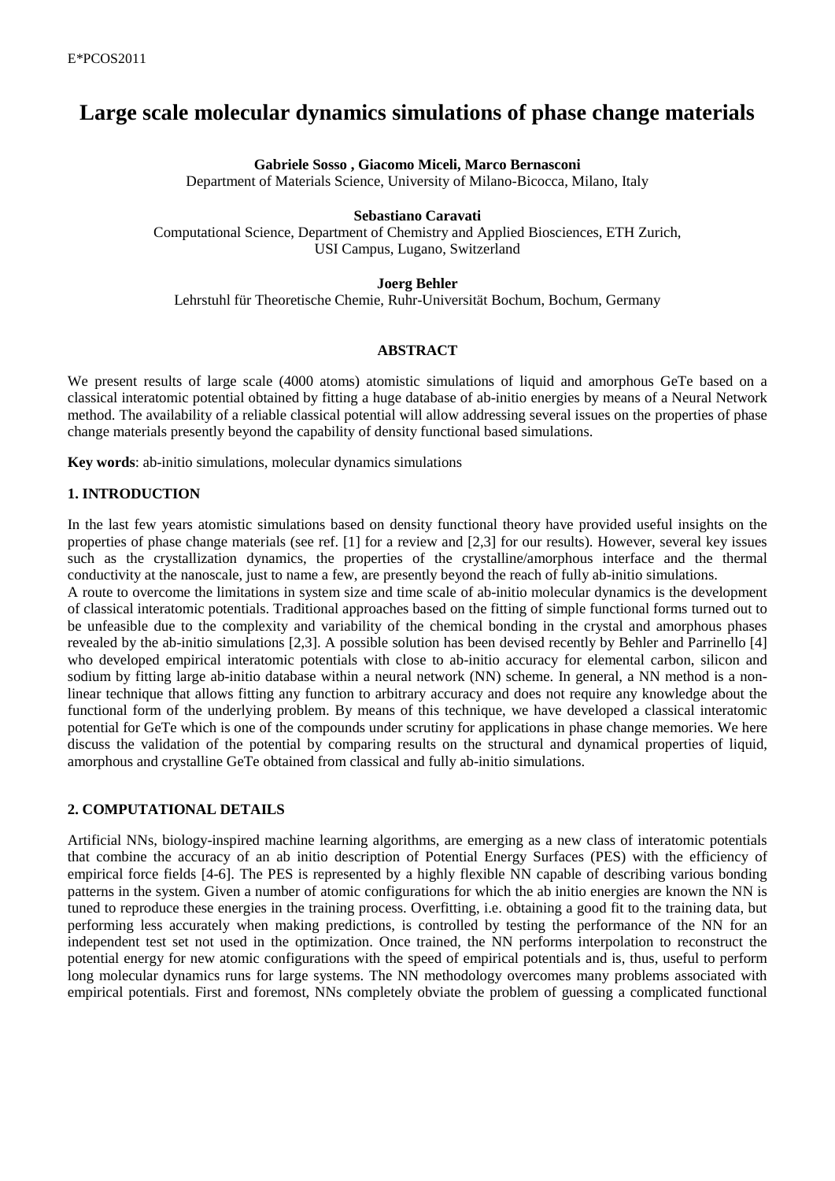# Large scale molecular dynamics simulations of phase change materials

**Gabriele Sosso , Giacomo Miceli, Marco Bernasconi**
Department of Materials Science, University of Milano-Bicocca, Milano, Italy

**Sebastiano Caravati**
Computational Science, Department of Chemistry and Applied Biosciences, ETH Zurich, USI Campus, Lugano, Switzerland

**Joerg Behler**
Lehrstuhl für Theoretische Chemie, Ruhr-Universität Bochum, Bochum, Germany

## ABSTRACT

We present results of large scale (4000 atoms) atomistic simulations of liquid and amorphous GeTe based on a classical interatomic potential obtained by fitting a huge database of ab-initio energies by means of a Neural Network method. The availability of a reliable classical potential will allow addressing several issues on the properties of phase change materials presently beyond the capability of density functional based simulations.

**Key words**: ab-initio simulations, molecular dynamics simulations

## 1. INTRODUCTION

In the last few years atomistic simulations based on density functional theory have provided useful insights on the properties of phase change materials (see ref. [1] for a review and [2,3] for our results). However, several key issues such as the crystallization dynamics, the properties of the crystalline/amorphous interface and the thermal conductivity at the nanoscale, just to name a few, are presently beyond the reach of fully ab-initio simulations.
A route to overcome the limitations in system size and time scale of ab-initio molecular dynamics is the development of classical interatomic potentials. Traditional approaches based on the fitting of simple functional forms turned out to be unfeasible due to the complexity and variability of the chemical bonding in the crystal and amorphous phases revealed by the ab-initio simulations [2,3]. A possible solution has been devised recently by Behler and Parrinello [4] who developed empirical interatomic potentials with close to ab-initio accuracy for elemental carbon, silicon and sodium by fitting large ab-initio database within a neural network (NN) scheme. In general, a NN method is a non-linear technique that allows fitting any function to arbitrary accuracy and does not require any knowledge about the functional form of the underlying problem. By means of this technique, we have developed a classical interatomic potential for GeTe which is one of the compounds under scrutiny for applications in phase change memories. We here discuss the validation of the potential by comparing results on the structural and dynamical properties of liquid, amorphous and crystalline GeTe obtained from classical and fully ab-initio simulations.

## 2. COMPUTATIONAL DETAILS

Artificial NNs, biology-inspired machine learning algorithms, are emerging as a new class of interatomic potentials that combine the accuracy of an ab initio description of Potential Energy Surfaces (PES) with the efficiency of empirical force fields [4-6]. The PES is represented by a highly flexible NN capable of describing various bonding patterns in the system. Given a number of atomic configurations for which the ab initio energies are known the NN is tuned to reproduce these energies in the training process. Overfitting, i.e. obtaining a good fit to the training data, but performing less accurately when making predictions, is controlled by testing the performance of the NN for an independent test set not used in the optimization. Once trained, the NN performs interpolation to reconstruct the potential energy for new atomic configurations with the speed of empirical potentials and is, thus, useful to perform long molecular dynamics runs for large systems. The NN methodology overcomes many problems associated with empirical potentials. First and foremost, NNs completely obviate the problem of guessing a complicated functional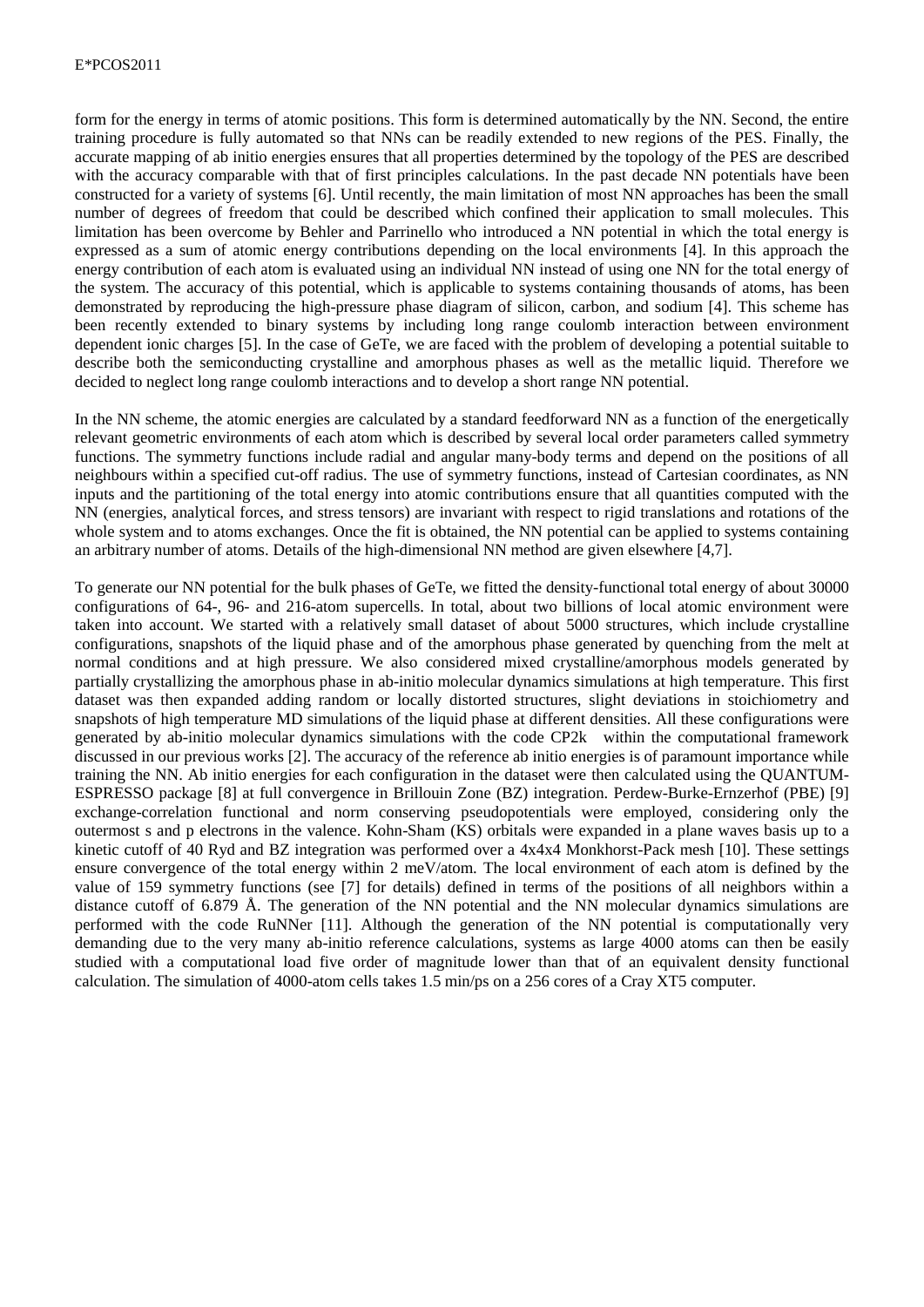form for the energy in terms of atomic positions. This form is determined automatically by the NN. Second, the entire training procedure is fully automated so that NNs can be readily extended to new regions of the PES. Finally, the accurate mapping of ab initio energies ensures that all properties determined by the topology of the PES are described with the accuracy comparable with that of first principles calculations. In the past decade NN potentials have been constructed for a variety of systems [6]. Until recently, the main limitation of most NN approaches has been the small number of degrees of freedom that could be described which confined their application to small molecules. This limitation has been overcome by Behler and Parrinello who introduced a NN potential in which the total energy is expressed as a sum of atomic energy contributions depending on the local environments [4]. In this approach the energy contribution of each atom is evaluated using an individual NN instead of using one NN for the total energy of the system. The accuracy of this potential, which is applicable to systems containing thousands of atoms, has been demonstrated by reproducing the high-pressure phase diagram of silicon, carbon, and sodium [4]. This scheme has been recently extended to binary systems by including long range coulomb interaction between environment dependent ionic charges [5]. In the case of GeTe, we are faced with the problem of developing a potential suitable to describe both the semiconducting crystalline and amorphous phases as well as the metallic liquid. Therefore we decided to neglect long range coulomb interactions and to develop a short range NN potential.

In the NN scheme, the atomic energies are calculated by a standard feedforward NN as a function of the energetically relevant geometric environments of each atom which is described by several local order parameters called symmetry functions. The symmetry functions include radial and angular many-body terms and depend on the positions of all neighbours within a specified cut-off radius. The use of symmetry functions, instead of Cartesian coordinates, as NN inputs and the partitioning of the total energy into atomic contributions ensure that all quantities computed with the NN (energies, analytical forces, and stress tensors) are invariant with respect to rigid translations and rotations of the whole system and to atoms exchanges. Once the fit is obtained, the NN potential can be applied to systems containing an arbitrary number of atoms. Details of the high-dimensional NN method are given elsewhere [4,7].

To generate our NN potential for the bulk phases of GeTe, we fitted the density-functional total energy of about 30000 configurations of 64-, 96- and 216-atom supercells. In total, about two billions of local atomic environment were taken into account. We started with a relatively small dataset of about 5000 structures, which include crystalline configurations, snapshots of the liquid phase and of the amorphous phase generated by quenching from the melt at normal conditions and at high pressure. We also considered mixed crystalline/amorphous models generated by partially crystallizing the amorphous phase in ab-initio molecular dynamics simulations at high temperature. This first dataset was then expanded adding random or locally distorted structures, slight deviations in stoichiometry and snapshots of high temperature MD simulations of the liquid phase at different densities. All these configurations were generated by ab-initio molecular dynamics simulations with the code CP2k within the computational framework discussed in our previous works [2]. The accuracy of the reference ab initio energies is of paramount importance while training the NN. Ab initio energies for each configuration in the dataset were then calculated using the QUANTUM-ESPRESSO package [8] at full convergence in Brillouin Zone (BZ) integration. Perdew-Burke-Ernzerhof (PBE) [9] exchange-correlation functional and norm conserving pseudopotentials were employed, considering only the outermost s and p electrons in the valence. Kohn-Sham (KS) orbitals were expanded in a plane waves basis up to a kinetic cutoff of 40 Ryd and BZ integration was performed over a 4x4x4 Monkhorst-Pack mesh [10]. These settings ensure convergence of the total energy within 2 meV/atom. The local environment of each atom is defined by the value of 159 symmetry functions (see [7] for details) defined in terms of the positions of all neighbors within a distance cutoff of 6.879 Å. The generation of the NN potential and the NN molecular dynamics simulations are performed with the code RuNNer [11]. Although the generation of the NN potential is computationally very demanding due to the very many ab-initio reference calculations, systems as large 4000 atoms can then be easily studied with a computational load five order of magnitude lower than that of an equivalent density functional calculation. The simulation of 4000-atom cells takes 1.5 min/ps on a 256 cores of a Cray XT5 computer.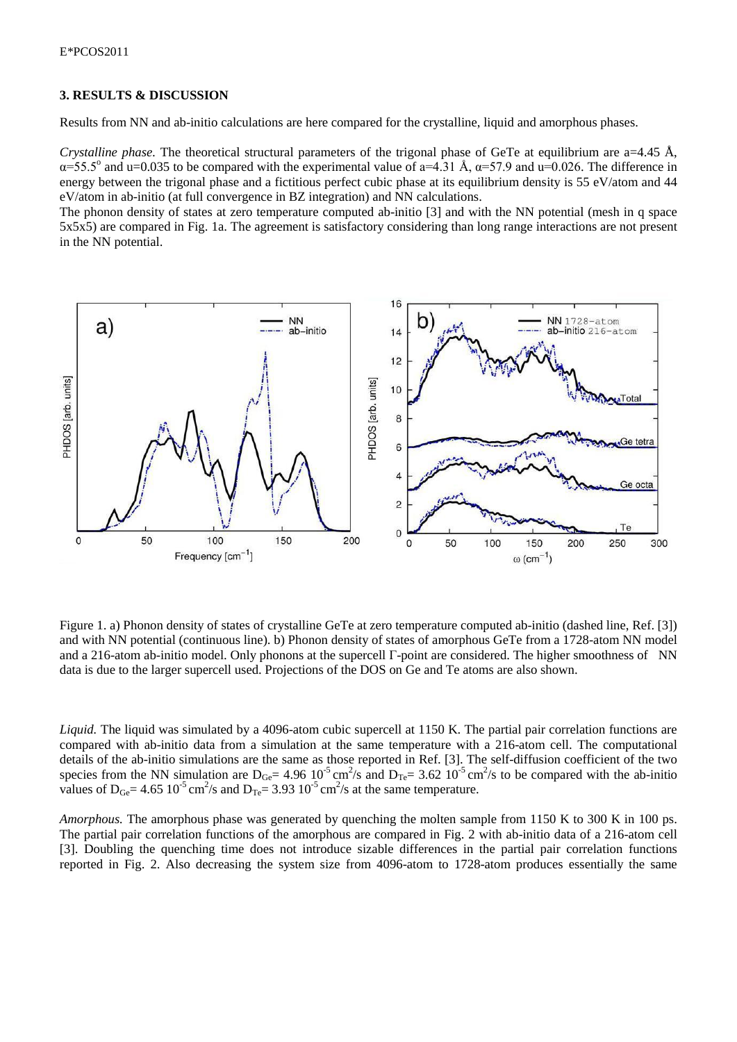## 3. RESULTS & DISCUSSION

Results from NN and ab-initio calculations are here compared for the crystalline, liquid and amorphous phases.

*Crystalline phase.* The theoretical structural parameters of the trigonal phase of GeTe at equilibrium are a=4.45 Å, $\alpha$=55.5° and u=0.035 to be compared with the experimental value of a=4.31 Å, $\alpha$=57.9 and u=0.026. The difference in energy between the trigonal phase and a fictitious perfect cubic phase at its equilibrium density is 55 eV/atom and 44 eV/atom in ab-initio (at full convergence in BZ integration) and NN calculations.

The phonon density of states at zero temperature computed ab-initio [3] and with the NN potential (mesh in q space 5x5x5) are compared in Fig. 1a. The agreement is satisfactory considering than long range interactions are not present in the NN potential.

a)
NN
ab-initio
PHDOS [arb. units]
Frequency [cm$^{-1}$]
0 50 100 150 200

b)
NN 1728-atom
ab-initio 216-atom
PHDOS [arb. units]
Total
Ge tetra
Ge octa
Te
0 2 4 6 8 10 12 14 16
$\omega$ (cm$^{-1}$)
0 50 100 150 200 250 300

Figure 1. a) Phonon density of states of crystalline GeTe at zero temperature computed ab-initio (dashed line, Ref. [3]) and with NN potential (continuous line). b) Phonon density of states of amorphous GeTe from a 1728-atom NN model and a 216-atom ab-initio model. Only phonons at the supercell Γ-point are considered. The higher smoothness of NN data is due to the larger supercell used. Projections of the DOS on Ge and Te atoms are also shown.

*Liquid.* The liquid was simulated by a 4096-atom cubic supercell at 1150 K. The partial pair correlation functions are compared with ab-initio data from a simulation at the same temperature with a 216-atom cell. The computational details of the ab-initio simulations are the same as those reported in Ref. [3]. The self-diffusion coefficient of the two species from the NN simulation are $D_{Ge}$= 4.96 $10^{-5}$ cm$^2$/s and $D_{Te}$= 3.62 $10^{-5}$ cm$^2$/s to be compared with the ab-initio values of $D_{Ge}$= 4.65 $10^{-5}$ cm$^2$/s and $D_{Te}$= 3.93 $10^{-5}$ cm$^2$/s at the same temperature.

*Amorphous.* The amorphous phase was generated by quenching the molten sample from 1150 K to 300 K in 100 ps. The partial pair correlation functions of the amorphous are compared in Fig. 2 with ab-initio data of a 216-atom cell [3]. Doubling the quenching time does not introduce sizable differences in the partial pair correlation functions reported in Fig. 2. Also decreasing the system size from 4096-atom to 1728-atom produces essentially the same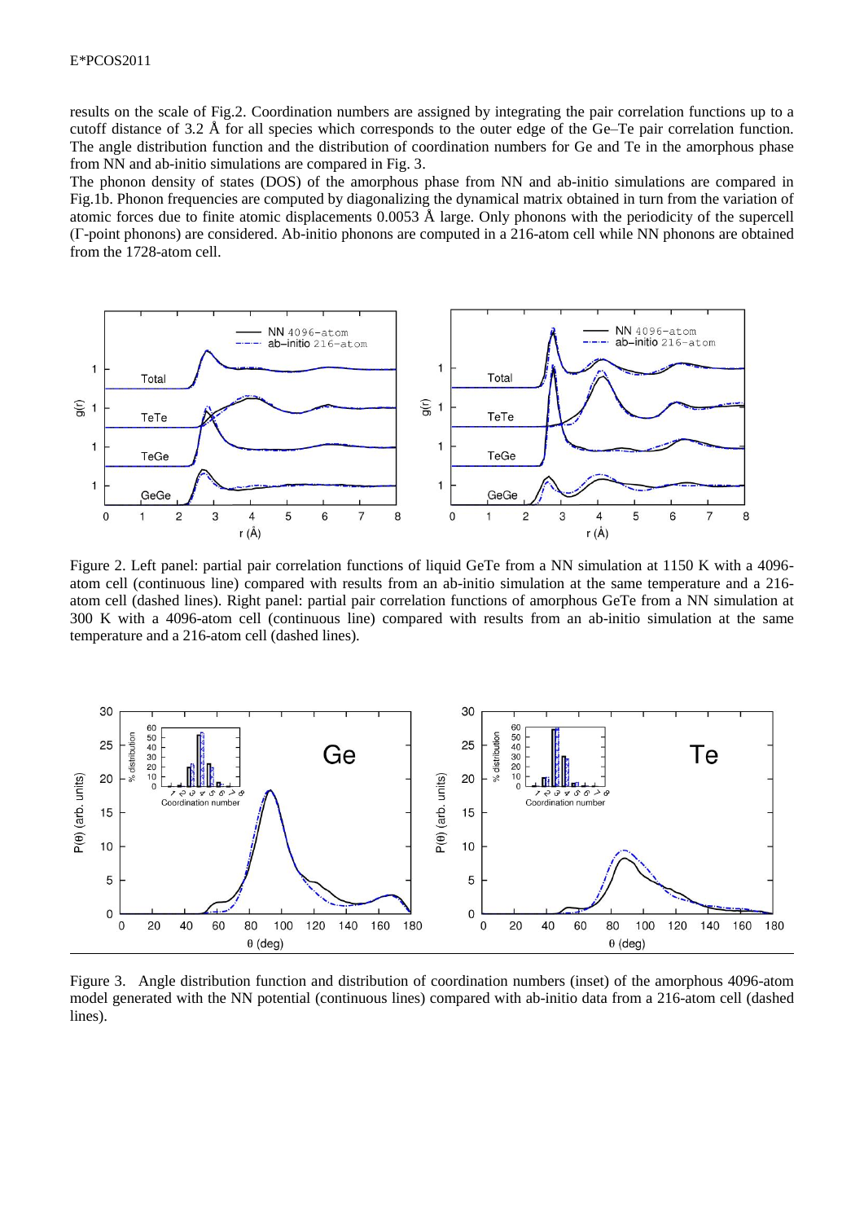results on the scale of Fig.2. Coordination numbers are assigned by integrating the pair correlation functions up to a cutoff distance of 3.2 Å for all species which corresponds to the outer edge of the Ge–Te pair correlation function. The angle distribution function and the distribution of coordination numbers for Ge and Te in the amorphous phase from NN and ab-initio simulations are compared in Fig. 3.

The phonon density of states (DOS) of the amorphous phase from NN and ab-initio simulations are compared in Fig.1b. Phonon frequencies are computed by diagonalizing the dynamical matrix obtained in turn from the variation of atomic forces due to finite atomic displacements 0.0053 Å large. Only phonons with the periodicity of the supercell (Γ-point phonons) are considered. Ab-initio phonons are computed in a 216-atom cell while NN phonons are obtained from the 1728-atom cell.

NN 4096-atom
ab-initio 216-atom
Total
TeTe
TeGe
GeGe
g(r)
r (Å)

Figure 2. Left panel: partial pair correlation functions of liquid GeTe from a NN simulation at 1150 K with a 4096-atom cell (continuous line) compared with results from an ab-initio simulation at the same temperature and a 216-atom cell (dashed lines). Right panel: partial pair correlation functions of amorphous GeTe from a NN simulation at 300 K with a 4096-atom cell (continuous line) compared with results from an ab-initio simulation at the same temperature and a 216-atom cell (dashed lines).

Ge
Te
P(θ) (arb. units)
θ (deg)
% distribution
Coordination number

Figure 3. Angle distribution function and distribution of coordination numbers (inset) of the amorphous 4096-atom model generated with the NN potential (continuous lines) compared with ab-initio data from a 216-atom cell (dashed lines).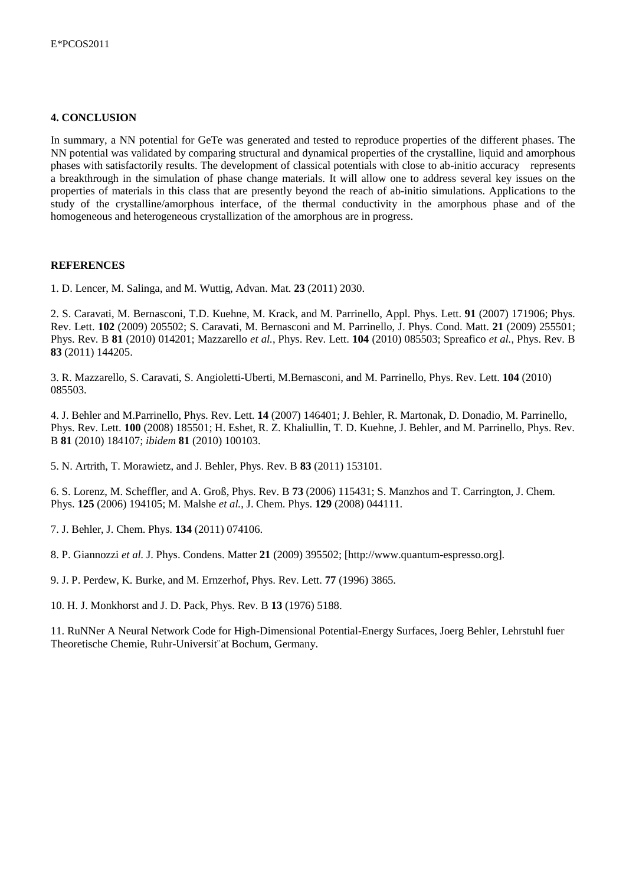## 4. CONCLUSION

In summary, a NN potential for GeTe was generated and tested to reproduce properties of the different phases. The NN potential was validated by comparing structural and dynamical properties of the crystalline, liquid and amorphous phases with satisfactorily results. The development of classical potentials with close to ab-initio accuracy represents a breakthrough in the simulation of phase change materials. It will allow one to address several key issues on the properties of materials in this class that are presently beyond the reach of ab-initio simulations. Applications to the study of the crystalline/amorphous interface, of the thermal conductivity in the amorphous phase and of the homogeneous and heterogeneous crystallization of the amorphous are in progress.

## REFERENCES

1. D. Lencer, M. Salinga, and M. Wuttig, Advan. Mat. **23** (2011) 2030.

2. S. Caravati, M. Bernasconi, T.D. Kuehne, M. Krack, and M. Parrinello, Appl. Phys. Lett. **91** (2007) 171906; Phys. Rev. Lett. **102** (2009) 205502; S. Caravati, M. Bernasconi and M. Parrinello, J. Phys. Cond. Matt. **21** (2009) 255501; Phys. Rev. B **81** (2010) 014201; Mazzarello *et al.*, Phys. Rev. Lett. **104** (2010) 085503; Spreafico *et al.*, Phys. Rev. B **83** (2011) 144205.

3. R. Mazzarello, S. Caravati, S. Angioletti-Uberti, M.Bernasconi, and M. Parrinello, Phys. Rev. Lett. **104** (2010) 085503.

4. J. Behler and M.Parrinello, Phys. Rev. Lett. **14** (2007) 146401; J. Behler, R. Martonak, D. Donadio, M. Parrinello, Phys. Rev. Lett. **100** (2008) 185501; H. Eshet, R. Z. Khaliullin, T. D. Kuehne, J. Behler, and M. Parrinello, Phys. Rev. B **81** (2010) 184107; *ibidem* **81** (2010) 100103.

5. N. Artrith, T. Morawietz, and J. Behler, Phys. Rev. B **83** (2011) 153101.

6. S. Lorenz, M. Scheffler, and A. Groß, Phys. Rev. B **73** (2006) 115431; S. Manzhos and T. Carrington, J. Chem. Phys. **125** (2006) 194105; M. Malshe *et al.*, J. Chem. Phys. **129** (2008) 044111.

7. J. Behler, J. Chem. Phys. **134** (2011) 074106.

8. P. Giannozzi *et al.* J. Phys. Condens. Matter **21** (2009) 395502; [http://www.quantum-espresso.org].

9. J. P. Perdew, K. Burke, and M. Ernzerhof, Phys. Rev. Lett. **77** (1996) 3865.

10. H. J. Monkhorst and J. D. Pack, Phys. Rev. B **13** (1976) 5188.

11. RuNNer A Neural Network Code for High-Dimensional Potential-Energy Surfaces, Joerg Behler, Lehrstuhl fuer Theoretische Chemie, Ruhr-Universit¨at Bochum, Germany.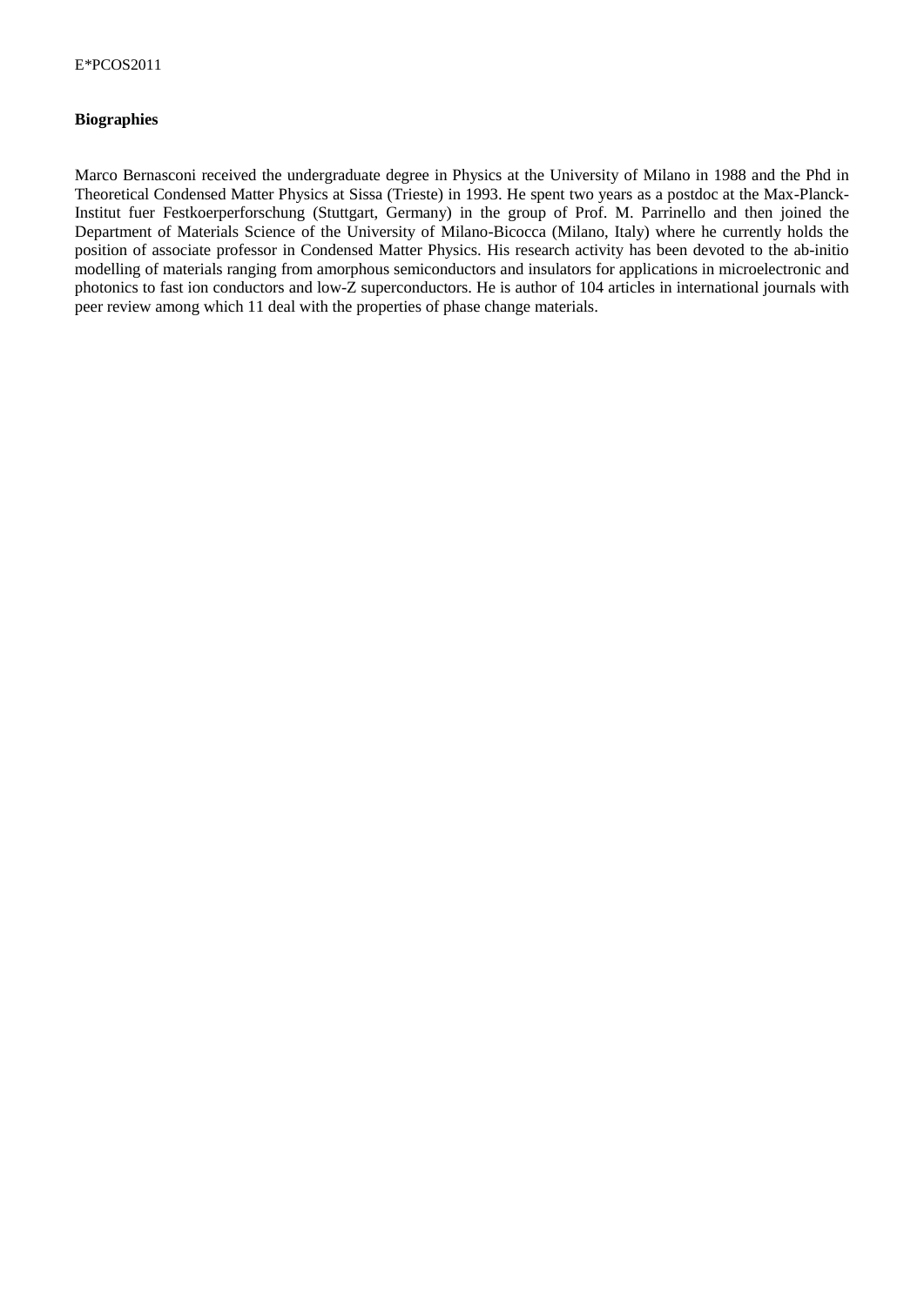**Biographies**

Marco Bernasconi received the undergraduate degree in Physics at the University of Milano in 1988 and the Phd in Theoretical Condensed Matter Physics at Sissa (Trieste) in 1993. He spent two years as a postdoc at the Max-Planck-Institut fuer Festkoerperforschung (Stuttgart, Germany) in the group of Prof. M. Parrinello and then joined the Department of Materials Science of the University of Milano-Bicocca (Milano, Italy) where he currently holds the position of associate professor in Condensed Matter Physics. His research activity has been devoted to the ab-initio modelling of materials ranging from amorphous semiconductors and insulators for applications in microelectronic and photonics to fast ion conductors and low-Z superconductors. He is author of 104 articles in international journals with peer review among which 11 deal with the properties of phase change materials.